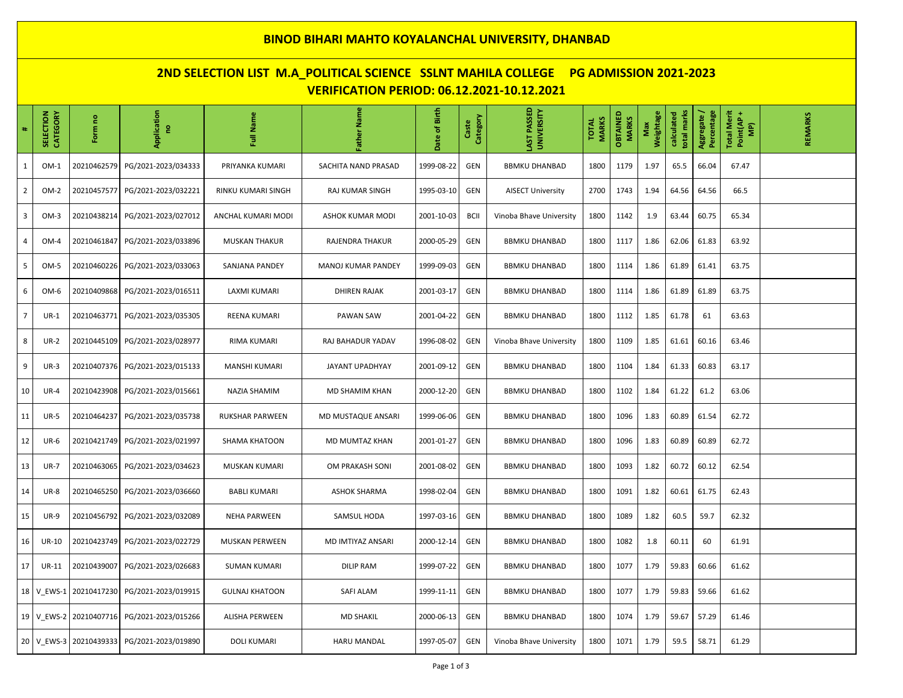# BINOD BIHARI MAHTO KOYALANCHAL UNIVERSITY, DHANBAD

## 2ND SELECTION LIST M.A_POLITICAL SCIENCE SSLNT MAHILA COLLEGE PG ADMISSION 2021-2023

### VERIFICATION PERIOD: 06.12.2021-10.12.2021

| # | SELECTION CATEGORY | Form no | Application no | Full Name | Father Name | Date of Birth | Caste Category | LAST PASSED UNIVERSITY | TOTAL MARKS | OBTAINED MARKS | Max Weightage | calculated total marks | Aggregate / Percentage | Total Merit Point(AP + MP) | REMARKS |
|---|---|---|---|---|---|---|---|---|---|---|---|---|---|---|---|
| 1 | OM-1 | 20210462579 | PG/2021-2023/034333 | PRIYANKA KUMARI | SACHITA NAND PRASAD | 1999-08-22 | GEN | BBMKU DHANBAD | 1800 | 1179 | 1.97 | 65.5 | 66.04 | 67.47 | |
| 2 | OM-2 | 20210457577 | PG/2021-2023/032221 | RINKU KUMARI SINGH | RAJ KUMAR SINGH | 1995-03-10 | GEN | AISECT University | 2700 | 1743 | 1.94 | 64.56 | 64.56 | 66.5 | |
| 3 | OM-3 | 20210438214 | PG/2021-2023/027012 | ANCHAL KUMARI MODI | ASHOK KUMAR MODI | 2001-10-03 | BCII | Vinoba Bhave University | 1800 | 1142 | 1.9 | 63.44 | 60.75 | 65.34 | |
| 4 | OM-4 | 20210461847 | PG/2021-2023/033896 | MUSKAN THAKUR | RAJENDRA THAKUR | 2000-05-29 | GEN | BBMKU DHANBAD | 1800 | 1117 | 1.86 | 62.06 | 61.83 | 63.92 | |
| 5 | OM-5 | 20210460226 | PG/2021-2023/033063 | SANJANA PANDEY | MANOJ KUMAR PANDEY | 1999-09-03 | GEN | BBMKU DHANBAD | 1800 | 1114 | 1.86 | 61.89 | 61.41 | 63.75 | |
| 6 | OM-6 | 20210409868 | PG/2021-2023/016511 | LAXMI KUMARI | DHIREN RAJAK | 2001-03-17 | GEN | BBMKU DHANBAD | 1800 | 1114 | 1.86 | 61.89 | 61.89 | 63.75 | |
| 7 | UR-1 | 20210463771 | PG/2021-2023/035305 | REENA KUMARI | PAWAN SAW | 2001-04-22 | GEN | BBMKU DHANBAD | 1800 | 1112 | 1.85 | 61.78 | 61 | 63.63 | |
| 8 | UR-2 | 20210445109 | PG/2021-2023/028977 | RIMA KUMARI | RAJ BAHADUR YADAV | 1996-08-02 | GEN | Vinoba Bhave University | 1800 | 1109 | 1.85 | 61.61 | 60.16 | 63.46 | |
| 9 | UR-3 | 20210407376 | PG/2021-2023/015133 | MANSHI KUMARI | JAYANT UPADHYAY | 2001-09-12 | GEN | BBMKU DHANBAD | 1800 | 1104 | 1.84 | 61.33 | 60.83 | 63.17 | |
| 10 | UR-4 | 20210423908 | PG/2021-2023/015661 | NAZIA SHAMIM | MD SHAMIM KHAN | 2000-12-20 | GEN | BBMKU DHANBAD | 1800 | 1102 | 1.84 | 61.22 | 61.2 | 63.06 | |
| 11 | UR-5 | 20210464237 | PG/2021-2023/035738 | RUKSHAR PARWEEN | MD MUSTAQUE ANSARI | 1999-06-06 | GEN | BBMKU DHANBAD | 1800 | 1096 | 1.83 | 60.89 | 61.54 | 62.72 | |
| 12 | UR-6 | 20210421749 | PG/2021-2023/021997 | SHAMA KHATOON | MD MUMTAZ KHAN | 2001-01-27 | GEN | BBMKU DHANBAD | 1800 | 1096 | 1.83 | 60.89 | 60.89 | 62.72 | |
| 13 | UR-7 | 20210463065 | PG/2021-2023/034623 | MUSKAN KUMARI | OM PRAKASH SONI | 2001-08-02 | GEN | BBMKU DHANBAD | 1800 | 1093 | 1.82 | 60.72 | 60.12 | 62.54 | |
| 14 | UR-8 | 20210465250 | PG/2021-2023/036660 | BABLI KUMARI | ASHOK SHARMA | 1998-02-04 | GEN | BBMKU DHANBAD | 1800 | 1091 | 1.82 | 60.61 | 61.75 | 62.43 | |
| 15 | UR-9 | 20210456792 | PG/2021-2023/032089 | NEHA PARWEEN | SAMSUL HODA | 1997-03-16 | GEN | BBMKU DHANBAD | 1800 | 1089 | 1.82 | 60.5 | 59.7 | 62.32 | |
| 16 | UR-10 | 20210423749 | PG/2021-2023/022729 | MUSKAN PERWEEN | MD IMTIYAZ ANSARI | 2000-12-14 | GEN | BBMKU DHANBAD | 1800 | 1082 | 1.8 | 60.11 | 60 | 61.91 | |
| 17 | UR-11 | 20210439007 | PG/2021-2023/026683 | SUMAN KUMARI | DILIP RAM | 1999-07-22 | GEN | BBMKU DHANBAD | 1800 | 1077 | 1.79 | 59.83 | 60.66 | 61.62 | |
| 18 | V_EWS-1 | 20210417230 | PG/2021-2023/019915 | GULNAJ KHATOON | SAFI ALAM | 1999-11-11 | GEN | BBMKU DHANBAD | 1800 | 1077 | 1.79 | 59.83 | 59.66 | 61.62 | |
| 19 | V_EWS-2 | 20210407716 | PG/2021-2023/015266 | ALISHA PERWEEN | MD SHAKIL | 2000-06-13 | GEN | BBMKU DHANBAD | 1800 | 1074 | 1.79 | 59.67 | 57.29 | 61.46 | |
| 20 | V_EWS-3 | 20210439333 | PG/2021-2023/019890 | DOLI KUMARI | HARU MANDAL | 1997-05-07 | GEN | Vinoba Bhave University | 1800 | 1071 | 1.79 | 59.5 | 58.71 | 61.29 | |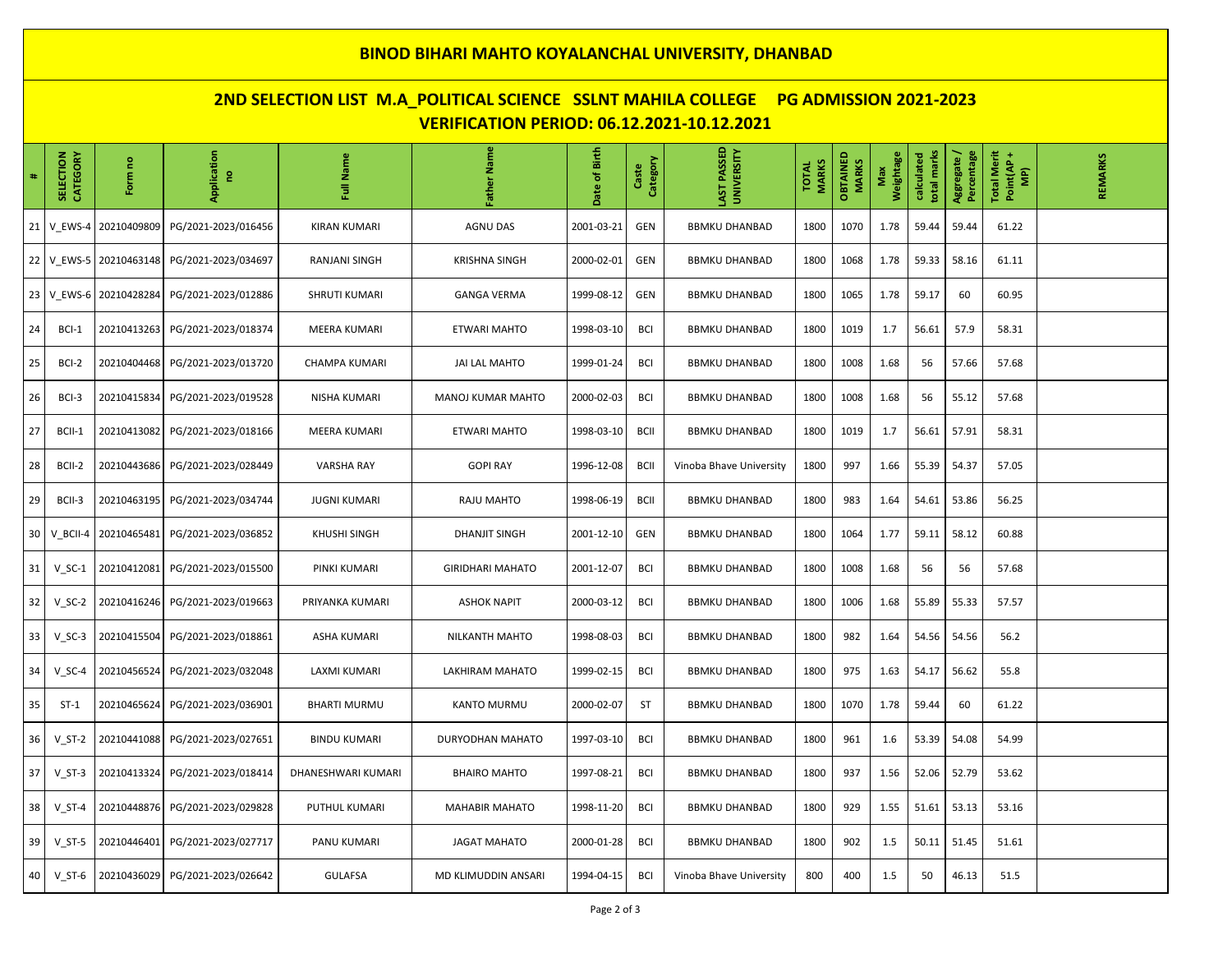# BINOD BIHARI MAHTO KOYALANCHAL UNIVERSITY, DHANBAD

## 2ND SELECTION LIST M.A_POLITICAL SCIENCE SSLNT MAHILA COLLEGE PG ADMISSION 2021-2023

### VERIFICATION PERIOD: 06.12.2021-10.12.2021

| # | SELECTION CATEGORY | Form no | Application no | Full Name | Father Name | Date of Birth | Caste Category | LAST PASSED UNIVERSITY | TOTAL MARKS | OBTAINED MARKS | Max Weightage | calculated total marks | Aggregate / Percentage | Total Merit Point(AP + MP) | REMARKS |
|---|---|---|---|---|---|---|---|---|---|---|---|---|---|---|---|
| 21 | V_EWS-4 | 20210409809 | PG/2021-2023/016456 | KIRAN KUMARI | AGNU DAS | 2001-03-21 | GEN | BBMKU DHANBAD | 1800 | 1070 | 1.78 | 59.44 | 59.44 | 61.22 | |
| 22 | V_EWS-5 | 20210463148 | PG/2021-2023/034697 | RANJANI SINGH | KRISHNA SINGH | 2000-02-01 | GEN | BBMKU DHANBAD | 1800 | 1068 | 1.78 | 59.33 | 58.16 | 61.11 | |
| 23 | V_EWS-6 | 20210428284 | PG/2021-2023/012886 | SHRUTI KUMARI | GANGA VERMA | 1999-08-12 | GEN | BBMKU DHANBAD | 1800 | 1065 | 1.78 | 59.17 | 60 | 60.95 | |
| 24 | BCI-1 | 20210413263 | PG/2021-2023/018374 | MEERA KUMARI | ETWARI MAHTO | 1998-03-10 | BCI | BBMKU DHANBAD | 1800 | 1019 | 1.7 | 56.61 | 57.9 | 58.31 | |
| 25 | BCI-2 | 20210404468 | PG/2021-2023/013720 | CHAMPA KUMARI | JAI LAL MAHTO | 1999-01-24 | BCI | BBMKU DHANBAD | 1800 | 1008 | 1.68 | 56 | 57.66 | 57.68 | |
| 26 | BCI-3 | 20210415834 | PG/2021-2023/019528 | NISHA KUMARI | MANOJ KUMAR MAHTO | 2000-02-03 | BCI | BBMKU DHANBAD | 1800 | 1008 | 1.68 | 56 | 55.12 | 57.68 | |
| 27 | BCII-1 | 20210413082 | PG/2021-2023/018166 | MEERA KUMARI | ETWARI MAHTO | 1998-03-10 | BCII | BBMKU DHANBAD | 1800 | 1019 | 1.7 | 56.61 | 57.91 | 58.31 | |
| 28 | BCII-2 | 20210443686 | PG/2021-2023/028449 | VARSHA RAY | GOPI RAY | 1996-12-08 | BCII | Vinoba Bhave University | 1800 | 997 | 1.66 | 55.39 | 54.37 | 57.05 | |
| 29 | BCII-3 | 20210463195 | PG/2021-2023/034744 | JUGNI KUMARI | RAJU MAHTO | 1998-06-19 | BCII | BBMKU DHANBAD | 1800 | 983 | 1.64 | 54.61 | 53.86 | 56.25 | |
| 30 | V_BCII-4 | 20210465481 | PG/2021-2023/036852 | KHUSHI SINGH | DHANJIT SINGH | 2001-12-10 | GEN | BBMKU DHANBAD | 1800 | 1064 | 1.77 | 59.11 | 58.12 | 60.88 | |
| 31 | V_SC-1 | 20210412081 | PG/2021-2023/015500 | PINKI KUMARI | GIRIDHARI MAHATO | 2001-12-07 | BCI | BBMKU DHANBAD | 1800 | 1008 | 1.68 | 56 | 56 | 57.68 | |
| 32 | V_SC-2 | 20210416246 | PG/2021-2023/019663 | PRIYANKA KUMARI | ASHOK NAPIT | 2000-03-12 | BCI | BBMKU DHANBAD | 1800 | 1006 | 1.68 | 55.89 | 55.33 | 57.57 | |
| 33 | V_SC-3 | 20210415504 | PG/2021-2023/018861 | ASHA KUMARI | NILKANTH MAHTO | 1998-08-03 | BCI | BBMKU DHANBAD | 1800 | 982 | 1.64 | 54.56 | 54.56 | 56.2 | |
| 34 | V_SC-4 | 20210456524 | PG/2021-2023/032048 | LAXMI KUMARI | LAKHIRAM MAHATO | 1999-02-15 | BCI | BBMKU DHANBAD | 1800 | 975 | 1.63 | 54.17 | 56.62 | 55.8 | |
| 35 | ST-1 | 20210465624 | PG/2021-2023/036901 | BHARTI MURMU | KANTO MURMU | 2000-02-07 | ST | BBMKU DHANBAD | 1800 | 1070 | 1.78 | 59.44 | 60 | 61.22 | |
| 36 | V_ST-2 | 20210441088 | PG/2021-2023/027651 | BINDU KUMARI | DURYODHAN MAHATO | 1997-03-10 | BCI | BBMKU DHANBAD | 1800 | 961 | 1.6 | 53.39 | 54.08 | 54.99 | |
| 37 | V_ST-3 | 20210413324 | PG/2021-2023/018414 | DHANESHWARI KUMARI | BHAIRO MAHTO | 1997-08-21 | BCI | BBMKU DHANBAD | 1800 | 937 | 1.56 | 52.06 | 52.79 | 53.62 | |
| 38 | V_ST-4 | 20210448876 | PG/2021-2023/029828 | PUTHUL KUMARI | MAHABIR MAHATO | 1998-11-20 | BCI | BBMKU DHANBAD | 1800 | 929 | 1.55 | 51.61 | 53.13 | 53.16 | |
| 39 | V_ST-5 | 20210446401 | PG/2021-2023/027717 | PANU KUMARI | JAGAT MAHATO | 2000-01-28 | BCI | BBMKU DHANBAD | 1800 | 902 | 1.5 | 50.11 | 51.45 | 51.61 | |
| 40 | V_ST-6 | 20210436029 | PG/2021-2023/026642 | GULAFSA | MD KLIMUDDIN ANSARI | 1994-04-15 | BCI | Vinoba Bhave University | 800 | 400 | 1.5 | 50 | 46.13 | 51.5 | |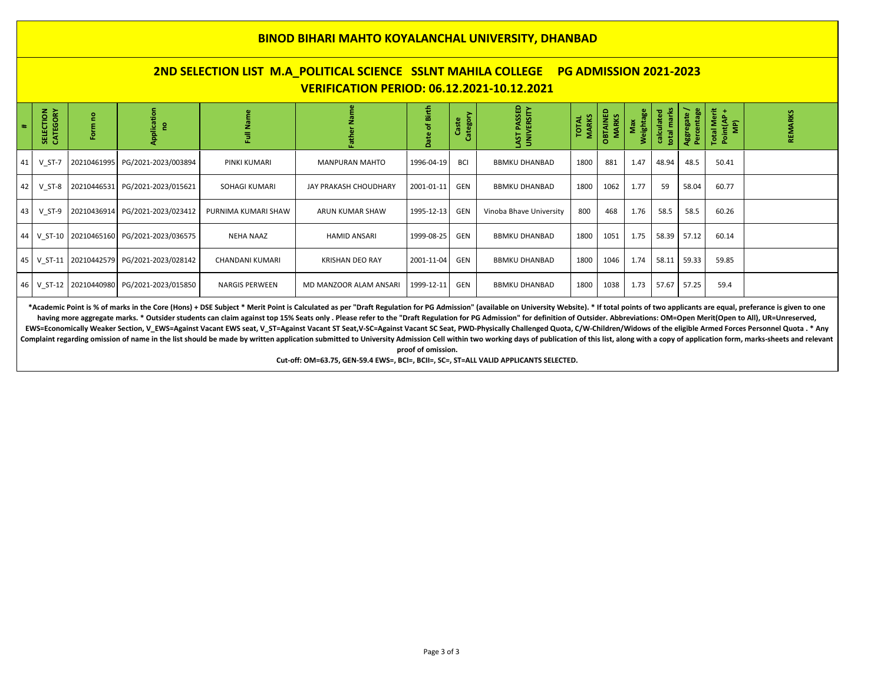# BINOD BIHARI MAHTO KOYALANCHAL UNIVERSITY, DHANBAD

## 2ND SELECTION LIST M.A_POLITICAL SCIENCE SSLNT MAHILA COLLEGE PG ADMISSION 2021-2023

## VERIFICATION PERIOD: 06.12.2021-10.12.2021

| # | SELECTION CATEGORY | Form no | Application no | Full Name | Father Name | Date of Birth | Caste Category | LAST PASSED UNIVERSITY | TOTAL MARKS | OBTAINED MARKS | Max Weightage | calculated total marks | Aggregate / Percentage | Total Merit Point(AP + MP) | REMARKS |
|---|---|---|---|---|---|---|---|---|---|---|---|---|---|---|---|
| 41 | V_ST-7 | 20210461995 | PG/2021-2023/003894 | PINKI KUMARI | MANPURAN MAHTO | 1996-04-19 | BCI | BBMKU DHANBAD | 1800 | 881 | 1.47 | 48.94 | 48.5 | 50.41 | |
| 42 | V_ST-8 | 20210446531 | PG/2021-2023/015621 | SOHAGI KUMARI | JAY PRAKASH CHOUDHARY | 2001-01-11 | GEN | BBMKU DHANBAD | 1800 | 1062 | 1.77 | 59 | 58.04 | 60.77 | |
| 43 | V_ST-9 | 20210436914 | PG/2021-2023/023412 | PURNIMA KUMARI SHAW | ARUN KUMAR SHAW | 1995-12-13 | GEN | Vinoba Bhave University | 800 | 468 | 1.76 | 58.5 | 58.5 | 60.26 | |
| 44 | V_ST-10 | 20210465160 | PG/2021-2023/036575 | NEHA NAAZ | HAMID ANSARI | 1999-08-25 | GEN | BBMKU DHANBAD | 1800 | 1051 | 1.75 | 58.39 | 57.12 | 60.14 | |
| 45 | V_ST-11 | 20210442579 | PG/2021-2023/028142 | CHANDANI KUMARI | KRISHAN DEO RAY | 2001-11-04 | GEN | BBMKU DHANBAD | 1800 | 1046 | 1.74 | 58.11 | 59.33 | 59.85 | |
| 46 | V_ST-12 | 20210440980 | PG/2021-2023/015850 | NARGIS PERWEEN | MD MANZOOR ALAM ANSARI | 1999-12-11 | GEN | BBMKU DHANBAD | 1800 | 1038 | 1.73 | 57.67 | 57.25 | 59.4 | |

**\*Academic Point is % of marks in the Core (Hons) + DSE Subject * Merit Point is Calculated as per "Draft Regulation for PG Admission" (available on University Website). * If total points of two applicants are equal, preferance is given to one having more aggregate marks. * Outsider students can claim against top 15% Seats only . Please refer to the "Draft Regulation for PG Admission" for definition of Outsider. Abbreviations: OM=Open Merit(Open to All), UR=Unreserved, EWS=Economically Weaker Section, V_EWS=Against Vacant EWS seat, V_ST=Against Vacant ST Seat,V-SC=Against Vacant SC Seat, PWD-Physically Challenged Quota, C/W-Children/Widows of the eligible Armed Forces Personnel Quota . * Any Complaint regarding omission of name in the list should be made by written application submitted to University Admission Cell within two working days of publication of this list, along with a copy of application form, marks-sheets and relevant proof of omission.**

**Cut-off: OM=63.75, GEN-59.4 EWS=, BCI=, BCII=, SC=, ST=ALL VALID APPLICANTS SELECTED.**